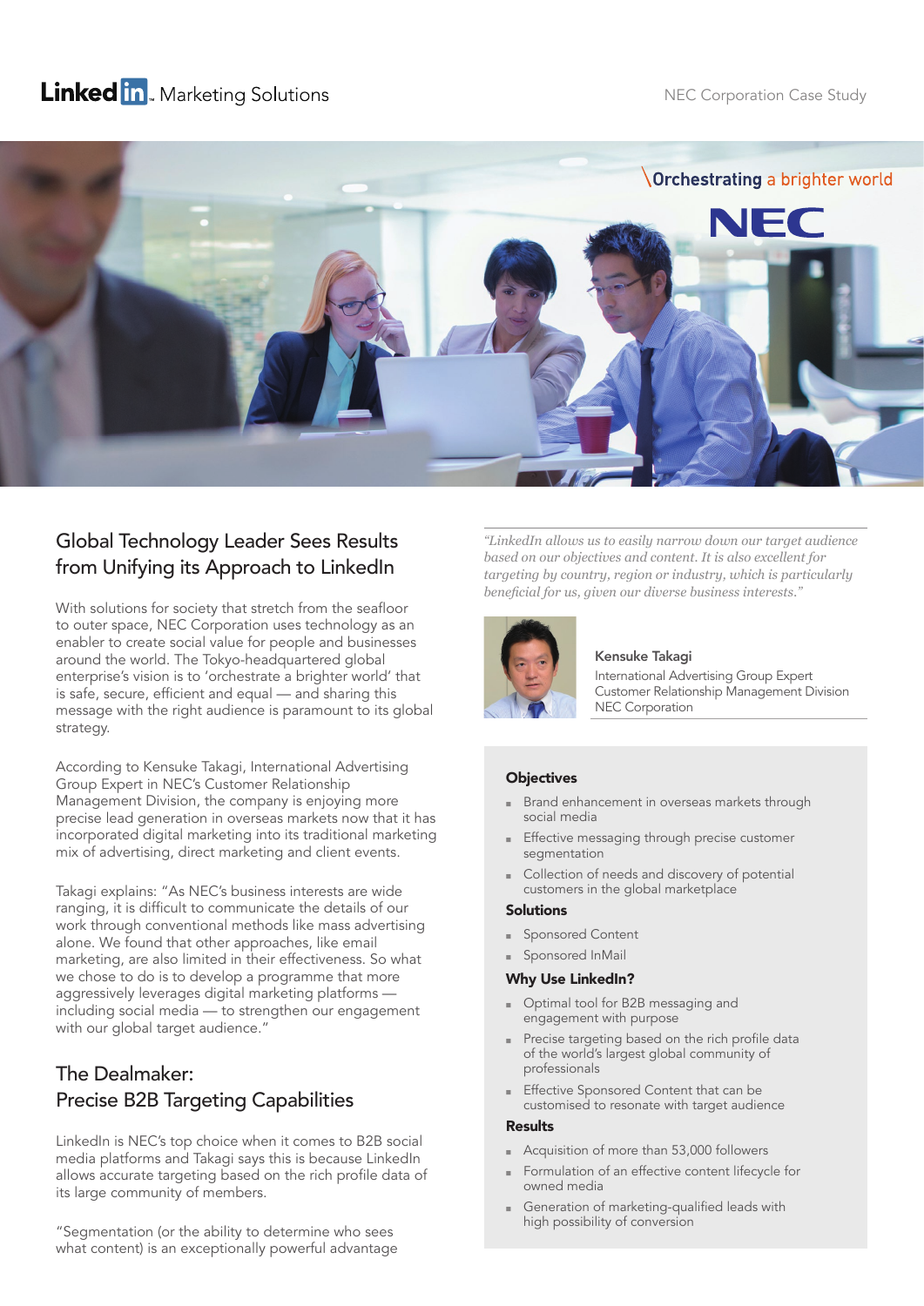LinkedIn Marketing Solutions

NEC Corporation Case Study

## Global Technology Leader Sees Results from Unifying its Approach to LinkedIn

With solutions for society that stretch from the seafloor to outer space, NEC Corporation uses technology as an enabler to create social value for people and businesses around the world. The Tokyo-headquartered global enterprise's vision is to 'orchestrate a brighter world' that is safe, secure, efficient and equal — and sharing this message with the right audience is paramount to its global strategy.

According to Kensuke Takagi, International Advertising Group Expert in NEC's Customer Relationship Management Division, the company is enjoying more precise lead generation in overseas markets now that it has incorporated digital marketing into its traditional marketing mix of advertising, direct marketing and client events.

Takagi explains: "As NEC's business interests are wide ranging, it is difficult to communicate the details of our work through conventional methods like mass advertising alone. We found that other approaches, like email marketing, are also limited in their effectiveness. So what we chose to do is to develop a programme that more aggressively leverages digital marketing platforms — including social media — to strengthen our engagement with our global target audience."

## The Dealmaker: Precise B2B Targeting Capabilities

LinkedIn is NEC's top choice when it comes to B2B social media platforms and Takagi says this is because LinkedIn allows accurate targeting based on the rich profile data of its large community of members.

"Segmentation (or the ability to determine who sees what content) is an exceptionally powerful advantage

*"LinkedIn allows us to easily narrow down our target audience based on our objectives and content. It is also excellent for targeting by country, region or industry, which is particularly beneficial for us, given our diverse business interests."*

**Kensuke Takagi**
International Advertising Group Expert
Customer Relationship Management Division
NEC Corporation

### Objectives

- Brand enhancement in overseas markets through social media
- Effective messaging through precise customer segmentation
- Collection of needs and discovery of potential customers in the global marketplace

### Solutions

- Sponsored Content
- Sponsored InMail

### Why Use LinkedIn?

- Optimal tool for B2B messaging and engagement with purpose
- Precise targeting based on the rich profile data of the world's largest global community of professionals
- Effective Sponsored Content that can be customised to resonate with target audience

### Results

- Acquisition of more than 53,000 followers
- Formulation of an effective content lifecycle for owned media
- Generation of marketing-qualified leads with high possibility of conversion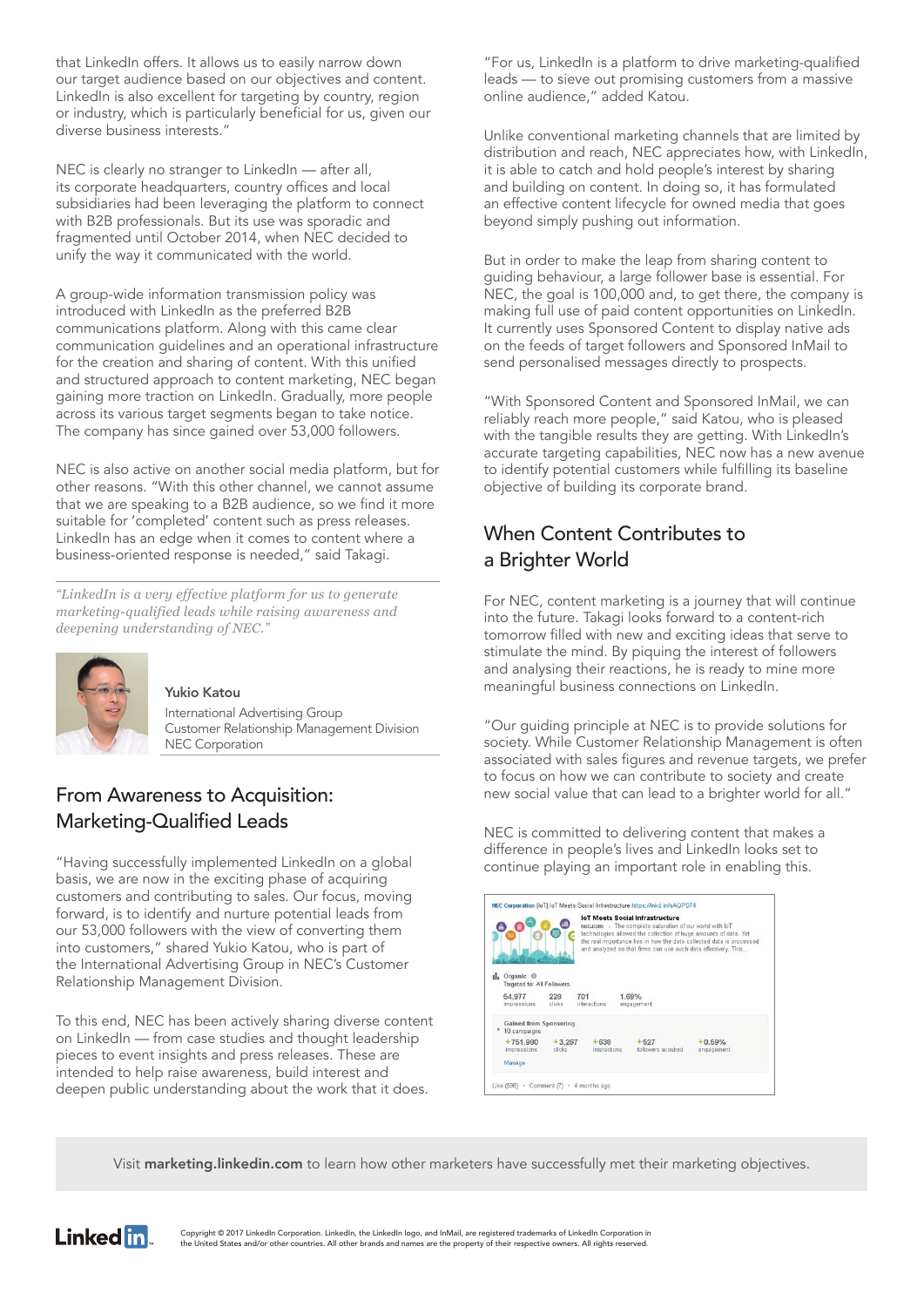that LinkedIn offers. It allows us to easily narrow down our target audience based on our objectives and content. LinkedIn is also excellent for targeting by country, region or industry, which is particularly beneficial for us, given our diverse business interests."

NEC is clearly no stranger to LinkedIn — after all, its corporate headquarters, country offices and local subsidiaries had been leveraging the platform to connect with B2B professionals. But its use was sporadic and fragmented until October 2014, when NEC decided to unify the way it communicated with the world.

A group-wide information transmission policy was introduced with LinkedIn as the preferred B2B communications platform. Along with this came clear communication guidelines and an operational infrastructure for the creation and sharing of content. With this unified and structured approach to content marketing, NEC began gaining more traction on LinkedIn. Gradually, more people across its various target segments began to take notice. The company has since gained over 53,000 followers.

NEC is also active on another social media platform, but for other reasons. "With this other channel, we cannot assume that we are speaking to a B2B audience, so we find it more suitable for 'completed' content such as press releases. LinkedIn has an edge when it comes to content where a business-oriented response is needed," said Takagi.

*"LinkedIn is a very effective platform for us to generate marketing-qualified leads while raising awareness and deepening understanding of NEC."*

**Yukio Katou**
International Advertising Group
Customer Relationship Management Division
NEC Corporation

## From Awareness to Acquisition: Marketing-Qualified Leads

"Having successfully implemented LinkedIn on a global basis, we are now in the exciting phase of acquiring customers and contributing to sales. Our focus, moving forward, is to identify and nurture potential leads from our 53,000 followers with the view of converting them into customers," shared Yukio Katou, who is part of the International Advertising Group in NEC's Customer Relationship Management Division.

To this end, NEC has been actively sharing diverse content on LinkedIn — from case studies and thought leadership pieces to event insights and press releases. These are intended to help raise awareness, build interest and deepen public understanding about the work that it does.

"For us, LinkedIn is a platform to drive marketing-qualified leads — to sieve out promising customers from a massive online audience," added Katou.

Unlike conventional marketing channels that are limited by distribution and reach, NEC appreciates how, with LinkedIn, it is able to catch and hold people's interest by sharing and building on content. In doing so, it has formulated an effective content lifecycle for owned media that goes beyond simply pushing out information.

But in order to make the leap from sharing content to guiding behaviour, a large follower base is essential. For NEC, the goal is 100,000 and, to get there, the company is making full use of paid content opportunities on LinkedIn. It currently uses Sponsored Content to display native ads on the feeds of target followers and Sponsored InMail to send personalised messages directly to prospects.

"With Sponsored Content and Sponsored InMail, we can reliably reach more people," said Katou, who is pleased with the tangible results they are getting. With LinkedIn's accurate targeting capabilities, NEC now has a new avenue to identify potential customers while fulfilling its baseline objective of building its corporate brand.

## When Content Contributes to a Brighter World

For NEC, content marketing is a journey that will continue into the future. Takagi looks forward to a content-rich tomorrow filled with new and exciting ideas that serve to stimulate the mind. By piquing the interest of followers and analysing their reactions, he is ready to mine more meaningful business connections on LinkedIn.

"Our guiding principle at NEC is to provide solutions for society. While Customer Relationship Management is often associated with sales figures and revenue targets, we prefer to focus on how we can contribute to society and create new social value that can lead to a brighter world for all."

NEC is committed to delivering content that makes a difference in people's lives and LinkedIn looks set to continue playing an important role in enabling this.

NEC Corporation [IoT] IoT Meets Social Infrastructure https://lnkd.in/eAQPD74

IoT Meets Social Infrastructure
necur.com — The complete saturation of our world with IoT technologies allowed the collection of huge amounts of data. Yet the real importance lies in how the data collected data is processed and analyzed so that firms can use such data effectively. This...

Organic
Targeted to: All Followers

54,977 impressions
228 clicks
701 interactions
1.69% engagement

Gained from Sponsoring
10 campaigns

+751,990 impressions
+3,257 clicks
+638 interactions
+527 followers acquired
+0.59% engagement

Manage

Like (536) · Comment (7) · 4 months ago

Visit **marketing.linkedin.com** to learn how other marketers have successfully met their marketing objectives.

Copyright © 2017 LinkedIn Corporation. LinkedIn, the LinkedIn logo, and InMail, are registered trademarks of LinkedIn Corporation in the United States and/or other countries. All other brands and names are the property of their respective owners. All rights reserved.